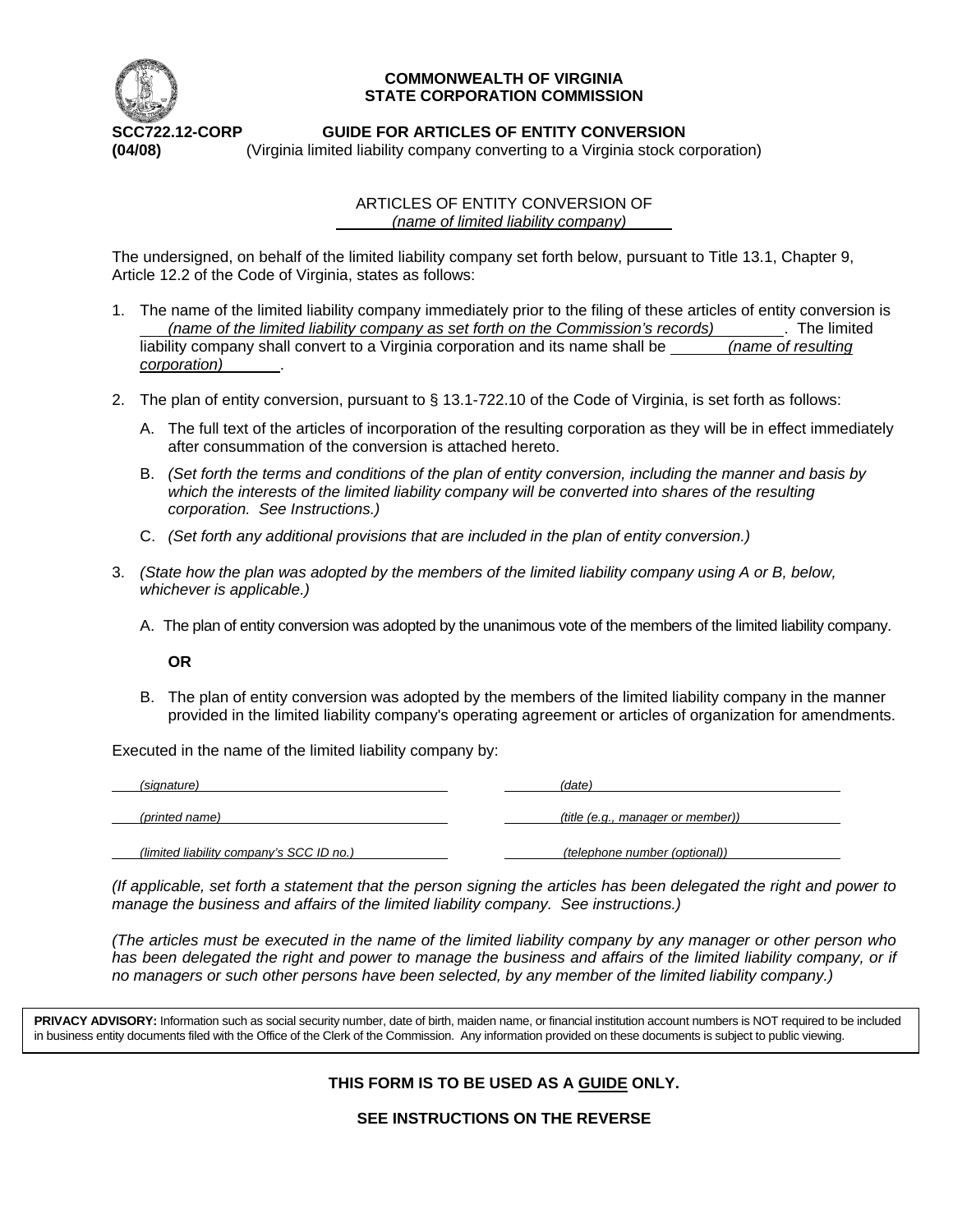**COMMONWEALTH OF VIRGINIA**
**STATE CORPORATION COMMISSION**

**SCC722.12-CORP** **GUIDE FOR ARTICLES OF ENTITY CONVERSION**
**(04/08)** (Virginia limited liability company converting to a Virginia stock corporation)

ARTICLES OF ENTITY CONVERSION OF
*(name of limited liability company)*

The undersigned, on behalf of the limited liability company set forth below, pursuant to Title 13.1, Chapter 9, Article 12.2 of the Code of Virginia, states as follows:

1. The name of the limited liability company immediately prior to the filing of these articles of entity conversion is *(name of the limited liability company as set forth on the Commission's records)*. The limited liability company shall convert to a Virginia corporation and its name shall be *(name of resulting corporation)*.

2. The plan of entity conversion, pursuant to § 13.1-722.10 of the Code of Virginia, is set forth as follows:

   A. The full text of the articles of incorporation of the resulting corporation as they will be in effect immediately after consummation of the conversion is attached hereto.

   B. *(Set forth the terms and conditions of the plan of entity conversion, including the manner and basis by which the interests of the limited liability company will be converted into shares of the resulting corporation. See Instructions.)*

   C. *(Set forth any additional provisions that are included in the plan of entity conversion.)*

3. *(State how the plan was adopted by the members of the limited liability company using A or B, below, whichever is applicable.)*

   A. The plan of entity conversion was adopted by the unanimous vote of the members of the limited liability company.

   **OR**

   B. The plan of entity conversion was adopted by the members of the limited liability company in the manner provided in the limited liability company's operating agreement or articles of organization for amendments.

Executed in the name of the limited liability company by:

| | |
|---|---|
| *(signature)* | *(date)* |
| *(printed name)* | *(title (e.g., manager or member))* |
| *(limited liability company's SCC ID no.)* | *(telephone number (optional))* |

*(If applicable, set forth a statement that the person signing the articles has been delegated the right and power to manage the business and affairs of the limited liability company. See instructions.)*

*(The articles must be executed in the name of the limited liability company by any manager or other person who has been delegated the right and power to manage the business and affairs of the limited liability company, or if no managers or such other persons have been selected, by any member of the limited liability company.)*

**PRIVACY ADVISORY:** Information such as social security number, date of birth, maiden name, or financial institution account numbers is NOT required to be included in business entity documents filed with the Office of the Clerk of the Commission. Any information provided on these documents is subject to public viewing.

**THIS FORM IS TO BE USED AS A GUIDE ONLY.**

**SEE INSTRUCTIONS ON THE REVERSE**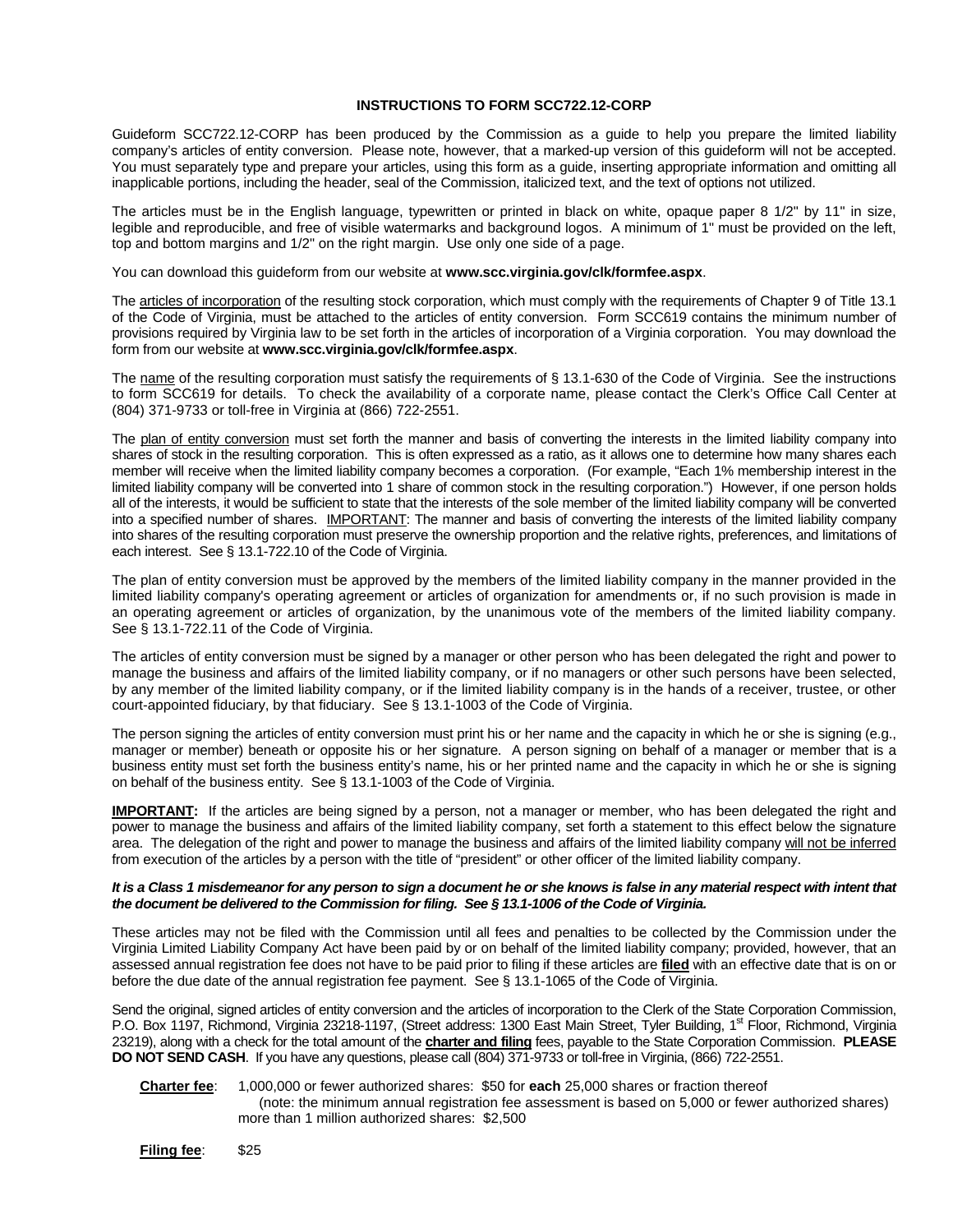# INSTRUCTIONS TO FORM SCC722.12-CORP

Guideform SCC722.12-CORP has been produced by the Commission as a guide to help you prepare the limited liability company's articles of entity conversion. Please note, however, that a marked-up version of this guideform will not be accepted. You must separately type and prepare your articles, using this form as a guide, inserting appropriate information and omitting all inapplicable portions, including the header, seal of the Commission, italicized text, and the text of options not utilized.

The articles must be in the English language, typewritten or printed in black on white, opaque paper 8 1/2" by 11" in size, legible and reproducible, and free of visible watermarks and background logos. A minimum of 1" must be provided on the left, top and bottom margins and 1/2" on the right margin. Use only one side of a page.

You can download this guideform from our website at **www.scc.virginia.gov/clk/formfee.aspx**.

The articles of incorporation of the resulting stock corporation, which must comply with the requirements of Chapter 9 of Title 13.1 of the Code of Virginia, must be attached to the articles of entity conversion. Form SCC619 contains the minimum number of provisions required by Virginia law to be set forth in the articles of incorporation of a Virginia corporation. You may download the form from our website at **www.scc.virginia.gov/clk/formfee.aspx**.

The name of the resulting corporation must satisfy the requirements of § 13.1-630 of the Code of Virginia. See the instructions to form SCC619 for details. To check the availability of a corporate name, please contact the Clerk's Office Call Center at (804) 371-9733 or toll-free in Virginia at (866) 722-2551.

The plan of entity conversion must set forth the manner and basis of converting the interests in the limited liability company into shares of stock in the resulting corporation. This is often expressed as a ratio, as it allows one to determine how many shares each member will receive when the limited liability company becomes a corporation. (For example, "Each 1% membership interest in the limited liability company will be converted into 1 share of common stock in the resulting corporation.") However, if one person holds all of the interests, it would be sufficient to state that the interests of the sole member of the limited liability company will be converted into a specified number of shares. IMPORTANT: The manner and basis of converting the interests of the limited liability company into shares of the resulting corporation must preserve the ownership proportion and the relative rights, preferences, and limitations of each interest. See § 13.1-722.10 of the Code of Virginia.

The plan of entity conversion must be approved by the members of the limited liability company in the manner provided in the limited liability company's operating agreement or articles of organization for amendments or, if no such provision is made in an operating agreement or articles of organization, by the unanimous vote of the members of the limited liability company. See § 13.1-722.11 of the Code of Virginia.

The articles of entity conversion must be signed by a manager or other person who has been delegated the right and power to manage the business and affairs of the limited liability company, or if no managers or other such persons have been selected, by any member of the limited liability company, or if the limited liability company is in the hands of a receiver, trustee, or other court-appointed fiduciary, by that fiduciary. See § 13.1-1003 of the Code of Virginia.

The person signing the articles of entity conversion must print his or her name and the capacity in which he or she is signing (e.g., manager or member) beneath or opposite his or her signature. A person signing on behalf of a manager or member that is a business entity must set forth the business entity's name, his or her printed name and the capacity in which he or she is signing on behalf of the business entity. See § 13.1-1003 of the Code of Virginia.

**IMPORTANT:** If the articles are being signed by a person, not a manager or member, who has been delegated the right and power to manage the business and affairs of the limited liability company, set forth a statement to this effect below the signature area. The delegation of the right and power to manage the business and affairs of the limited liability company will not be inferred from execution of the articles by a person with the title of "president" or other officer of the limited liability company.

***It is a Class 1 misdemeanor for any person to sign a document he or she knows is false in any material respect with intent that the document be delivered to the Commission for filing. See § 13.1-1006 of the Code of Virginia.***

These articles may not be filed with the Commission until all fees and penalties to be collected by the Commission under the Virginia Limited Liability Company Act have been paid by or on behalf of the limited liability company; provided, however, that an assessed annual registration fee does not have to be paid prior to filing if these articles are **filed** with an effective date that is on or before the due date of the annual registration fee payment. See § 13.1-1065 of the Code of Virginia.

Send the original, signed articles of entity conversion and the articles of incorporation to the Clerk of the State Corporation Commission, P.O. Box 1197, Richmond, Virginia 23218-1197, (Street address: 1300 East Main Street, Tyler Building, 1st Floor, Richmond, Virginia 23219), along with a check for the total amount of the **charter and filing** fees, payable to the State Corporation Commission. **PLEASE DO NOT SEND CASH**. If you have any questions, please call (804) 371-9733 or toll-free in Virginia, (866) 722-2551.

**Charter fee**: 1,000,000 or fewer authorized shares: $50 for **each** 25,000 shares or fraction thereof
(note: the minimum annual registration fee assessment is based on 5,000 or fewer authorized shares)
more than 1 million authorized shares: $2,500

**Filing fee**: $25